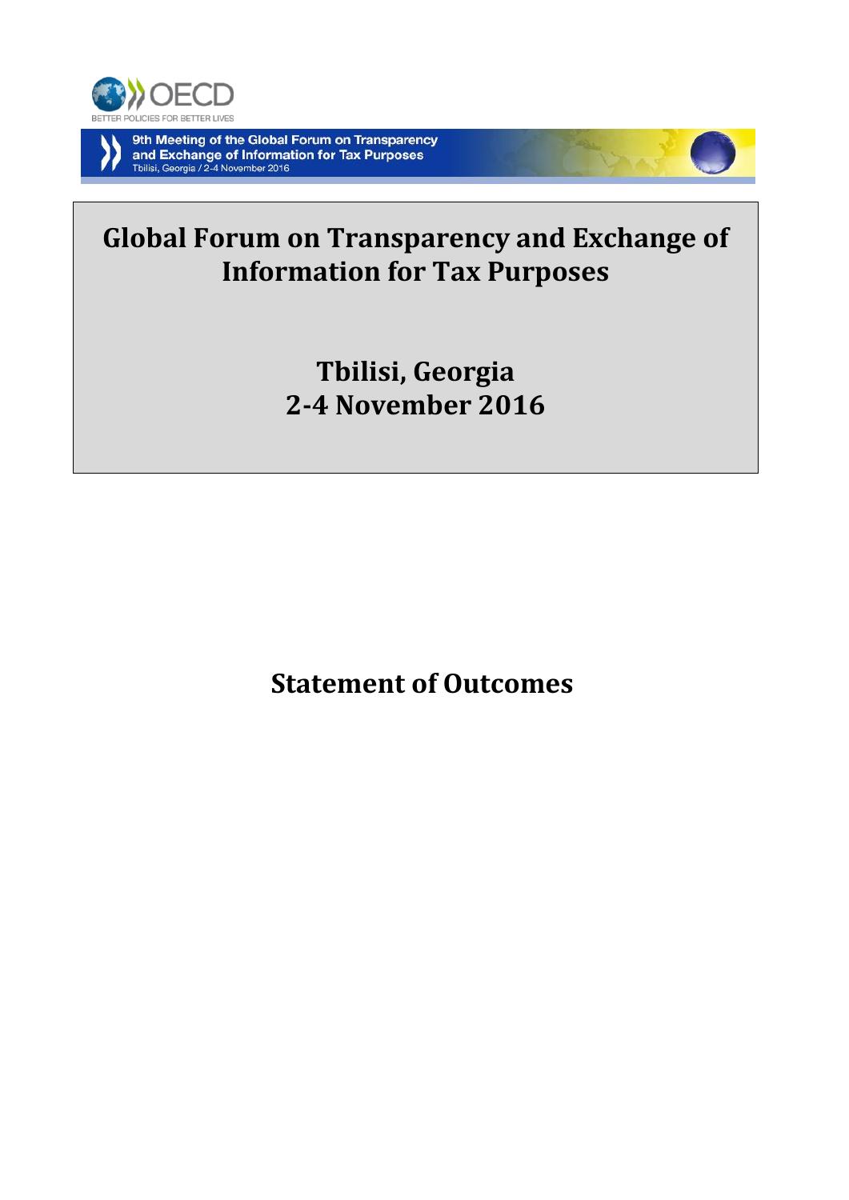9th Meeting of the Global Forum on Transparency and Exchange of Information for Tax Purposes
Tbilisi, Georgia / 2-4 November 2016

# Global Forum on Transparency and Exchange of Information for Tax Purposes

## Tbilisi, Georgia
## 2-4 November 2016

# Statement of Outcomes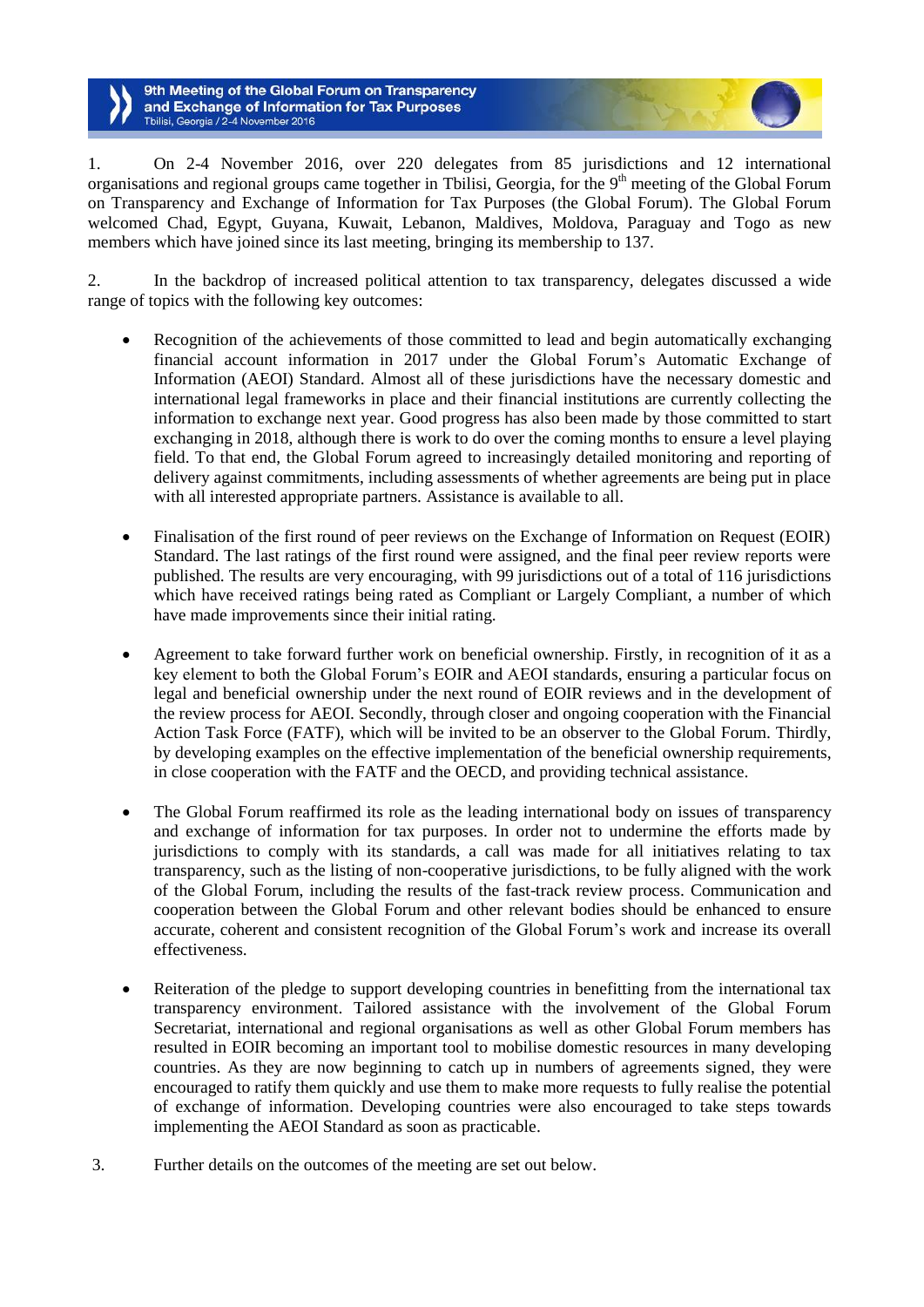1. On 2-4 November 2016, over 220 delegates from 85 jurisdictions and 12 international organisations and regional groups came together in Tbilisi, Georgia, for the 9th meeting of the Global Forum on Transparency and Exchange of Information for Tax Purposes (the Global Forum). The Global Forum welcomed Chad, Egypt, Guyana, Kuwait, Lebanon, Maldives, Moldova, Paraguay and Togo as new members which have joined since its last meeting, bringing its membership to 137.

2. In the backdrop of increased political attention to tax transparency, delegates discussed a wide range of topics with the following key outcomes:

- Recognition of the achievements of those committed to lead and begin automatically exchanging financial account information in 2017 under the Global Forum's Automatic Exchange of Information (AEOI) Standard. Almost all of these jurisdictions have the necessary domestic and international legal frameworks in place and their financial institutions are currently collecting the information to exchange next year. Good progress has also been made by those committed to start exchanging in 2018, although there is work to do over the coming months to ensure a level playing field. To that end, the Global Forum agreed to increasingly detailed monitoring and reporting of delivery against commitments, including assessments of whether agreements are being put in place with all interested appropriate partners. Assistance is available to all.

- Finalisation of the first round of peer reviews on the Exchange of Information on Request (EOIR) Standard. The last ratings of the first round were assigned, and the final peer review reports were published. The results are very encouraging, with 99 jurisdictions out of a total of 116 jurisdictions which have received ratings being rated as Compliant or Largely Compliant, a number of which have made improvements since their initial rating.

- Agreement to take forward further work on beneficial ownership. Firstly, in recognition of it as a key element to both the Global Forum's EOIR and AEOI standards, ensuring a particular focus on legal and beneficial ownership under the next round of EOIR reviews and in the development of the review process for AEOI. Secondly, through closer and ongoing cooperation with the Financial Action Task Force (FATF), which will be invited to be an observer to the Global Forum. Thirdly, by developing examples on the effective implementation of the beneficial ownership requirements, in close cooperation with the FATF and the OECD, and providing technical assistance.

- The Global Forum reaffirmed its role as the leading international body on issues of transparency and exchange of information for tax purposes. In order not to undermine the efforts made by jurisdictions to comply with its standards, a call was made for all initiatives relating to tax transparency, such as the listing of non-cooperative jurisdictions, to be fully aligned with the work of the Global Forum, including the results of the fast-track review process. Communication and cooperation between the Global Forum and other relevant bodies should be enhanced to ensure accurate, coherent and consistent recognition of the Global Forum's work and increase its overall effectiveness.

- Reiteration of the pledge to support developing countries in benefitting from the international tax transparency environment. Tailored assistance with the involvement of the Global Forum Secretariat, international and regional organisations as well as other Global Forum members has resulted in EOIR becoming an important tool to mobilise domestic resources in many developing countries. As they are now beginning to catch up in numbers of agreements signed, they were encouraged to ratify them quickly and use them to make more requests to fully realise the potential of exchange of information. Developing countries were also encouraged to take steps towards implementing the AEOI Standard as soon as practicable.

3. Further details on the outcomes of the meeting are set out below.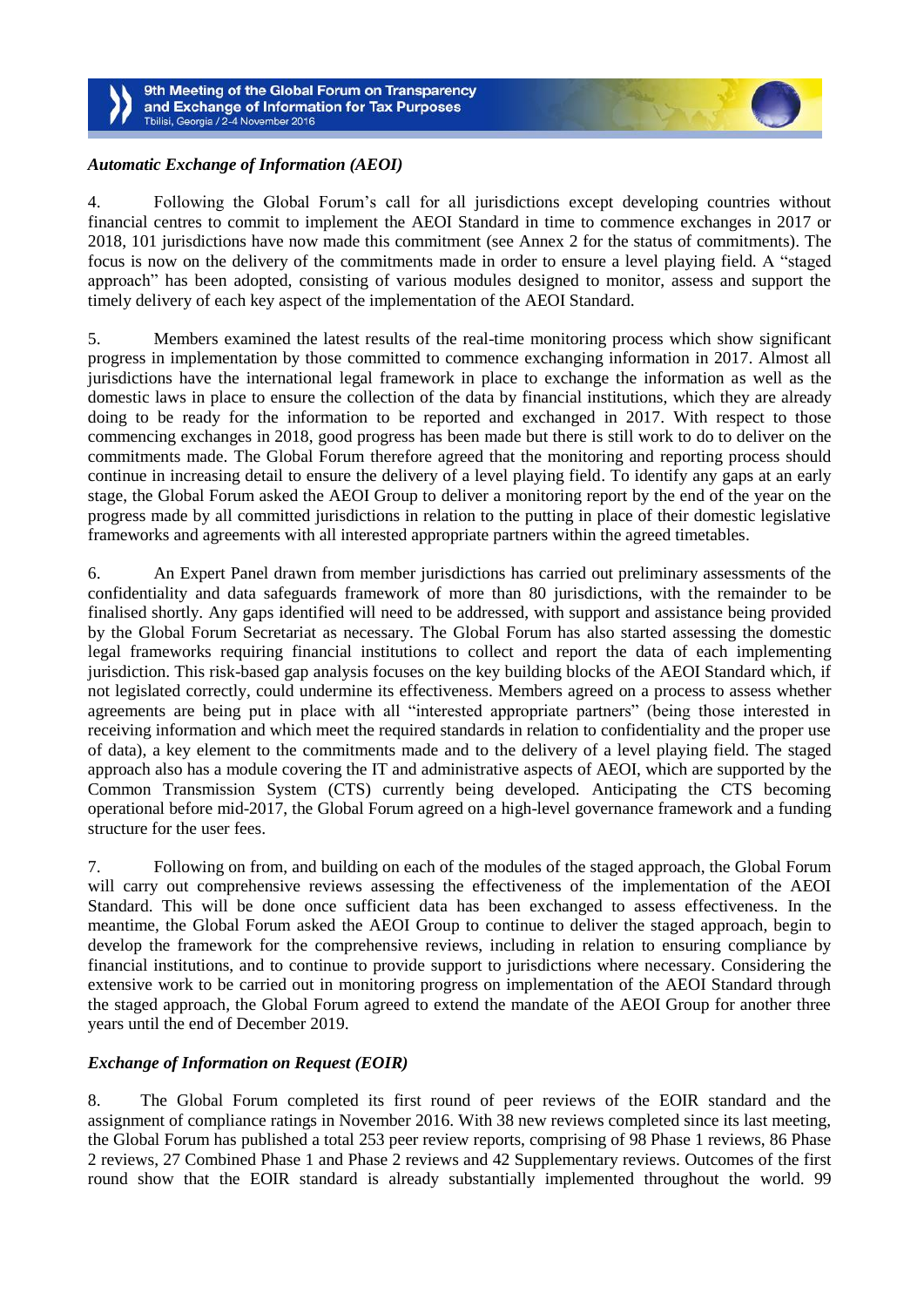### *Automatic Exchange of Information (AEOI)*

4. Following the Global Forum's call for all jurisdictions except developing countries without financial centres to commit to implement the AEOI Standard in time to commence exchanges in 2017 or 2018, 101 jurisdictions have now made this commitment (see Annex 2 for the status of commitments). The focus is now on the delivery of the commitments made in order to ensure a level playing field. A "staged approach" has been adopted, consisting of various modules designed to monitor, assess and support the timely delivery of each key aspect of the implementation of the AEOI Standard.

5. Members examined the latest results of the real-time monitoring process which show significant progress in implementation by those committed to commence exchanging information in 2017. Almost all jurisdictions have the international legal framework in place to exchange the information as well as the domestic laws in place to ensure the collection of the data by financial institutions, which they are already doing to be ready for the information to be reported and exchanged in 2017. With respect to those commencing exchanges in 2018, good progress has been made but there is still work to do to deliver on the commitments made. The Global Forum therefore agreed that the monitoring and reporting process should continue in increasing detail to ensure the delivery of a level playing field. To identify any gaps at an early stage, the Global Forum asked the AEOI Group to deliver a monitoring report by the end of the year on the progress made by all committed jurisdictions in relation to the putting in place of their domestic legislative frameworks and agreements with all interested appropriate partners within the agreed timetables.

6. An Expert Panel drawn from member jurisdictions has carried out preliminary assessments of the confidentiality and data safeguards framework of more than 80 jurisdictions, with the remainder to be finalised shortly. Any gaps identified will need to be addressed, with support and assistance being provided by the Global Forum Secretariat as necessary. The Global Forum has also started assessing the domestic legal frameworks requiring financial institutions to collect and report the data of each implementing jurisdiction. This risk-based gap analysis focuses on the key building blocks of the AEOI Standard which, if not legislated correctly, could undermine its effectiveness. Members agreed on a process to assess whether agreements are being put in place with all "interested appropriate partners" (being those interested in receiving information and which meet the required standards in relation to confidentiality and the proper use of data), a key element to the commitments made and to the delivery of a level playing field. The staged approach also has a module covering the IT and administrative aspects of AEOI, which are supported by the Common Transmission System (CTS) currently being developed. Anticipating the CTS becoming operational before mid-2017, the Global Forum agreed on a high-level governance framework and a funding structure for the user fees.

7. Following on from, and building on each of the modules of the staged approach, the Global Forum will carry out comprehensive reviews assessing the effectiveness of the implementation of the AEOI Standard. This will be done once sufficient data has been exchanged to assess effectiveness. In the meantime, the Global Forum asked the AEOI Group to continue to deliver the staged approach, begin to develop the framework for the comprehensive reviews, including in relation to ensuring compliance by financial institutions, and to continue to provide support to jurisdictions where necessary. Considering the extensive work to be carried out in monitoring progress on implementation of the AEOI Standard through the staged approach, the Global Forum agreed to extend the mandate of the AEOI Group for another three years until the end of December 2019.

### *Exchange of Information on Request (EOIR)*

8. The Global Forum completed its first round of peer reviews of the EOIR standard and the assignment of compliance ratings in November 2016. With 38 new reviews completed since its last meeting, the Global Forum has published a total 253 peer review reports, comprising of 98 Phase 1 reviews, 86 Phase 2 reviews, 27 Combined Phase 1 and Phase 2 reviews and 42 Supplementary reviews. Outcomes of the first round show that the EOIR standard is already substantially implemented throughout the world. 99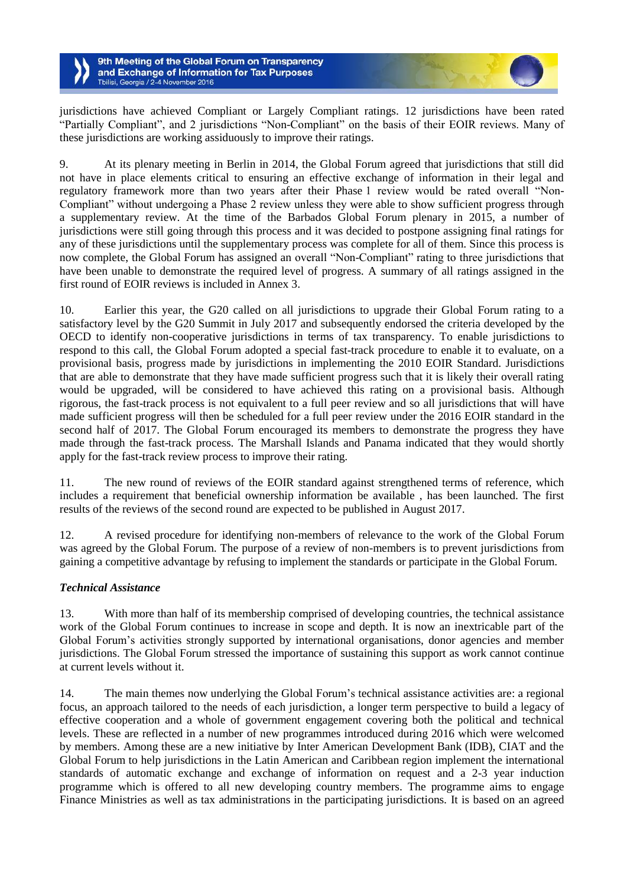jurisdictions have achieved Compliant or Largely Compliant ratings. 12 jurisdictions have been rated "Partially Compliant", and 2 jurisdictions "Non-Compliant" on the basis of their EOIR reviews. Many of these jurisdictions are working assiduously to improve their ratings.

9. At its plenary meeting in Berlin in 2014, the Global Forum agreed that jurisdictions that still did not have in place elements critical to ensuring an effective exchange of information in their legal and regulatory framework more than two years after their Phase 1 review would be rated overall "Non-Compliant" without undergoing a Phase 2 review unless they were able to show sufficient progress through a supplementary review. At the time of the Barbados Global Forum plenary in 2015, a number of jurisdictions were still going through this process and it was decided to postpone assigning final ratings for any of these jurisdictions until the supplementary process was complete for all of them. Since this process is now complete, the Global Forum has assigned an overall "Non-Compliant" rating to three jurisdictions that have been unable to demonstrate the required level of progress. A summary of all ratings assigned in the first round of EOIR reviews is included in Annex 3.

10. Earlier this year, the G20 called on all jurisdictions to upgrade their Global Forum rating to a satisfactory level by the G20 Summit in July 2017 and subsequently endorsed the criteria developed by the OECD to identify non-cooperative jurisdictions in terms of tax transparency. To enable jurisdictions to respond to this call, the Global Forum adopted a special fast-track procedure to enable it to evaluate, on a provisional basis, progress made by jurisdictions in implementing the 2010 EOIR Standard. Jurisdictions that are able to demonstrate that they have made sufficient progress such that it is likely their overall rating would be upgraded, will be considered to have achieved this rating on a provisional basis. Although rigorous, the fast-track process is not equivalent to a full peer review and so all jurisdictions that will have made sufficient progress will then be scheduled for a full peer review under the 2016 EOIR standard in the second half of 2017. The Global Forum encouraged its members to demonstrate the progress they have made through the fast-track process. The Marshall Islands and Panama indicated that they would shortly apply for the fast-track review process to improve their rating.

11. The new round of reviews of the EOIR standard against strengthened terms of reference, which includes a requirement that beneficial ownership information be available , has been launched. The first results of the reviews of the second round are expected to be published in August 2017.

12. A revised procedure for identifying non-members of relevance to the work of the Global Forum was agreed by the Global Forum. The purpose of a review of non-members is to prevent jurisdictions from gaining a competitive advantage by refusing to implement the standards or participate in the Global Forum.

***Technical Assistance***

13. With more than half of its membership comprised of developing countries, the technical assistance work of the Global Forum continues to increase in scope and depth. It is now an inextricable part of the Global Forum's activities strongly supported by international organisations, donor agencies and member jurisdictions. The Global Forum stressed the importance of sustaining this support as work cannot continue at current levels without it.

14. The main themes now underlying the Global Forum's technical assistance activities are: a regional focus, an approach tailored to the needs of each jurisdiction, a longer term perspective to build a legacy of effective cooperation and a whole of government engagement covering both the political and technical levels. These are reflected in a number of new programmes introduced during 2016 which were welcomed by members. Among these are a new initiative by Inter American Development Bank (IDB), CIAT and the Global Forum to help jurisdictions in the Latin American and Caribbean region implement the international standards of automatic exchange and exchange of information on request and a 2-3 year induction programme which is offered to all new developing country members. The programme aims to engage Finance Ministries as well as tax administrations in the participating jurisdictions. It is based on an agreed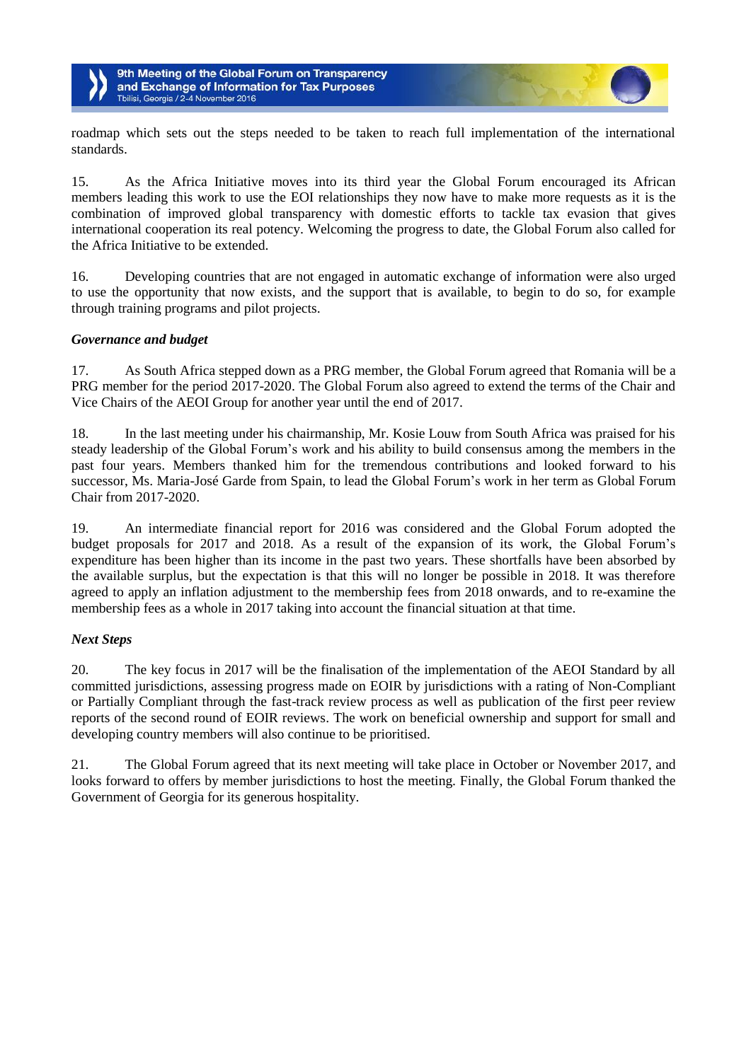roadmap which sets out the steps needed to be taken to reach full implementation of the international standards.

15. As the Africa Initiative moves into its third year the Global Forum encouraged its African members leading this work to use the EOI relationships they now have to make more requests as it is the combination of improved global transparency with domestic efforts to tackle tax evasion that gives international cooperation its real potency. Welcoming the progress to date, the Global Forum also called for the Africa Initiative to be extended.

16. Developing countries that are not engaged in automatic exchange of information were also urged to use the opportunity that now exists, and the support that is available, to begin to do so, for example through training programs and pilot projects.

***Governance and budget***

17. As South Africa stepped down as a PRG member, the Global Forum agreed that Romania will be a PRG member for the period 2017-2020. The Global Forum also agreed to extend the terms of the Chair and Vice Chairs of the AEOI Group for another year until the end of 2017.

18. In the last meeting under his chairmanship, Mr. Kosie Louw from South Africa was praised for his steady leadership of the Global Forum's work and his ability to build consensus among the members in the past four years. Members thanked him for the tremendous contributions and looked forward to his successor, Ms. Maria-José Garde from Spain, to lead the Global Forum's work in her term as Global Forum Chair from 2017-2020.

19. An intermediate financial report for 2016 was considered and the Global Forum adopted the budget proposals for 2017 and 2018. As a result of the expansion of its work, the Global Forum's expenditure has been higher than its income in the past two years. These shortfalls have been absorbed by the available surplus, but the expectation is that this will no longer be possible in 2018. It was therefore agreed to apply an inflation adjustment to the membership fees from 2018 onwards, and to re-examine the membership fees as a whole in 2017 taking into account the financial situation at that time.

***Next Steps***

20. The key focus in 2017 will be the finalisation of the implementation of the AEOI Standard by all committed jurisdictions, assessing progress made on EOIR by jurisdictions with a rating of Non-Compliant or Partially Compliant through the fast-track review process as well as publication of the first peer review reports of the second round of EOIR reviews. The work on beneficial ownership and support for small and developing country members will also continue to be prioritised.

21. The Global Forum agreed that its next meeting will take place in October or November 2017, and looks forward to offers by member jurisdictions to host the meeting. Finally, the Global Forum thanked the Government of Georgia for its generous hospitality.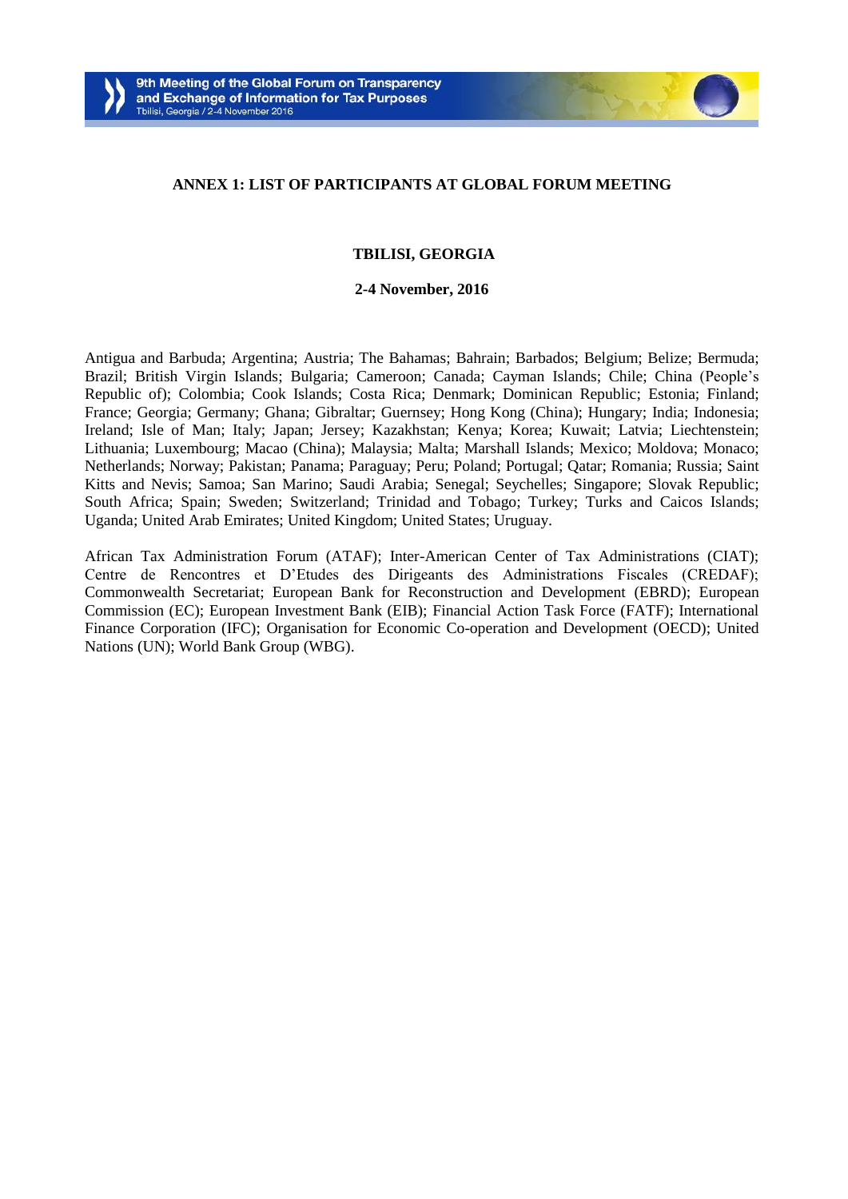## ANNEX 1: LIST OF PARTICIPANTS AT GLOBAL FORUM MEETING

### TBILISI, GEORGIA

**2-4 November, 2016**

Antigua and Barbuda; Argentina; Austria; The Bahamas; Bahrain; Barbados; Belgium; Belize; Bermuda; Brazil; British Virgin Islands; Bulgaria; Cameroon; Canada; Cayman Islands; Chile; China (People's Republic of); Colombia; Cook Islands; Costa Rica; Denmark; Dominican Republic; Estonia; Finland; France; Georgia; Germany; Ghana; Gibraltar; Guernsey; Hong Kong (China); Hungary; India; Indonesia; Ireland; Isle of Man; Italy; Japan; Jersey; Kazakhstan; Kenya; Korea; Kuwait; Latvia; Liechtenstein; Lithuania; Luxembourg; Macao (China); Malaysia; Malta; Marshall Islands; Mexico; Moldova; Monaco; Netherlands; Norway; Pakistan; Panama; Paraguay; Peru; Poland; Portugal; Qatar; Romania; Russia; Saint Kitts and Nevis; Samoa; San Marino; Saudi Arabia; Senegal; Seychelles; Singapore; Slovak Republic; South Africa; Spain; Sweden; Switzerland; Trinidad and Tobago; Turkey; Turks and Caicos Islands; Uganda; United Arab Emirates; United Kingdom; United States; Uruguay.

African Tax Administration Forum (ATAF); Inter-American Center of Tax Administrations (CIAT); Centre de Rencontres et D'Etudes des Dirigeants des Administrations Fiscales (CREDAF); Commonwealth Secretariat; European Bank for Reconstruction and Development (EBRD); European Commission (EC); European Investment Bank (EIB); Financial Action Task Force (FATF); International Finance Corporation (IFC); Organisation for Economic Co-operation and Development (OECD); United Nations (UN); World Bank Group (WBG).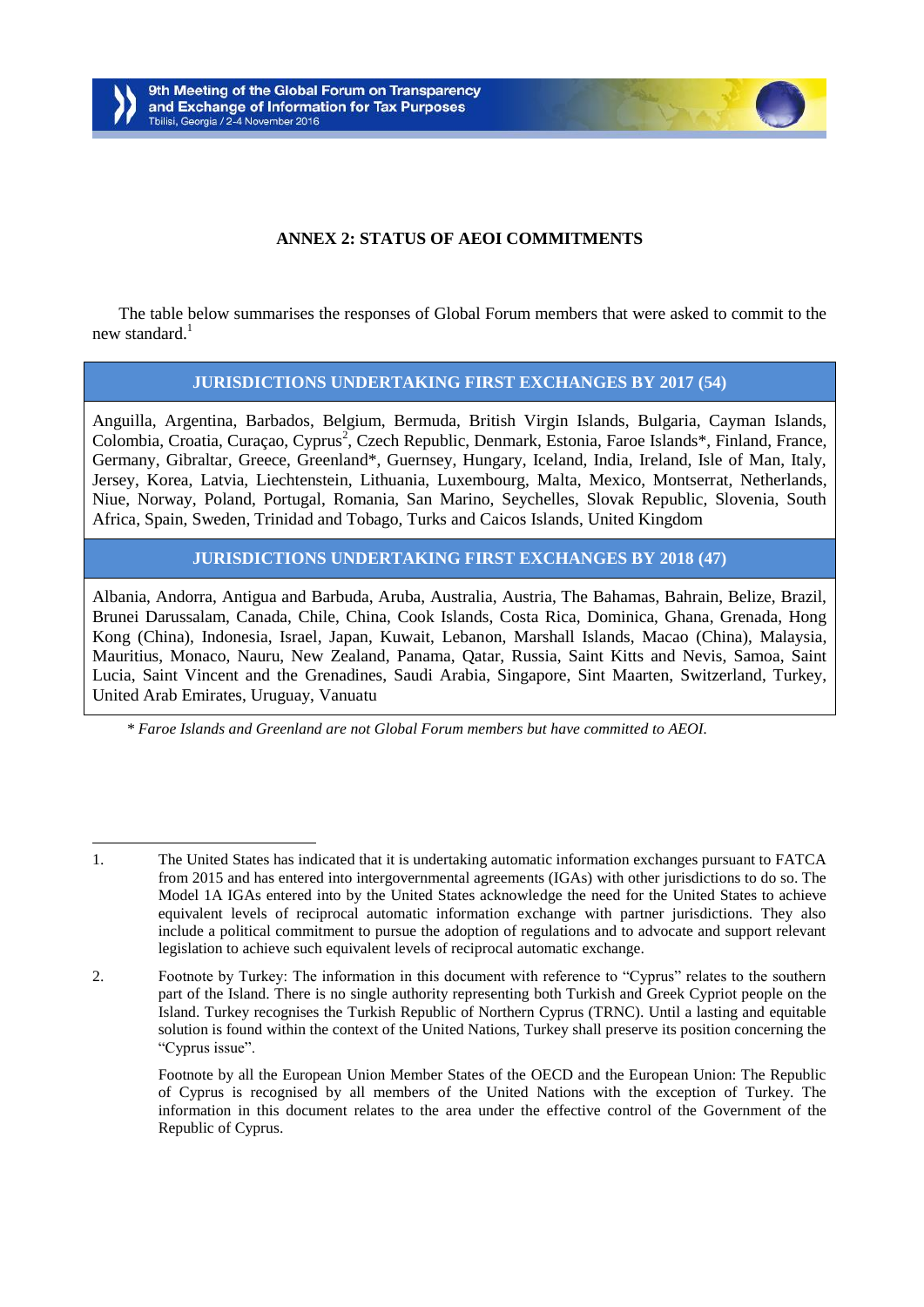## ANNEX 2: STATUS OF AEOI COMMITMENTS

The table below summarises the responses of Global Forum members that were asked to commit to the new standard.[1]

| JURISDICTIONS UNDERTAKING FIRST EXCHANGES BY 2017 (54) |
|---|
| Anguilla, Argentina, Barbados, Belgium, Bermuda, British Virgin Islands, Bulgaria, Cayman Islands, Colombia, Croatia, Curaçao, Cyprus[2], Czech Republic, Denmark, Estonia, Faroe Islands*, Finland, France, Germany, Gibraltar, Greece, Greenland*, Guernsey, Hungary, Iceland, India, Ireland, Isle of Man, Italy, Jersey, Korea, Latvia, Liechtenstein, Lithuania, Luxembourg, Malta, Mexico, Montserrat, Netherlands, Niue, Norway, Poland, Portugal, Romania, San Marino, Seychelles, Slovak Republic, Slovenia, South Africa, Spain, Sweden, Trinidad and Tobago, Turks and Caicos Islands, United Kingdom |
| **JURISDICTIONS UNDERTAKING FIRST EXCHANGES BY 2018 (47)** |
| Albania, Andorra, Antigua and Barbuda, Aruba, Australia, Austria, The Bahamas, Bahrain, Belize, Brazil, Brunei Darussalam, Canada, Chile, China, Cook Islands, Costa Rica, Dominica, Ghana, Grenada, Hong Kong (China), Indonesia, Israel, Japan, Kuwait, Lebanon, Marshall Islands, Macao (China), Malaysia, Mauritius, Monaco, Nauru, New Zealand, Panama, Qatar, Russia, Saint Kitts and Nevis, Samoa, Saint Lucia, Saint Vincent and the Grenadines, Saudi Arabia, Singapore, Sint Maarten, Switzerland, Turkey, United Arab Emirates, Uruguay, Vanuatu |

*\* Faroe Islands and Greenland are not Global Forum members but have committed to AEOI.*

---

1. The United States has indicated that it is undertaking automatic information exchanges pursuant to FATCA from 2015 and has entered into intergovernmental agreements (IGAs) with other jurisdictions to do so. The Model 1A IGAs entered into by the United States acknowledge the need for the United States to achieve equivalent levels of reciprocal automatic information exchange with partner jurisdictions. They also include a political commitment to pursue the adoption of regulations and to advocate and support relevant legislation to achieve such equivalent levels of reciprocal automatic exchange.

2. Footnote by Turkey: The information in this document with reference to "Cyprus" relates to the southern part of the Island. There is no single authority representing both Turkish and Greek Cypriot people on the Island. Turkey recognises the Turkish Republic of Northern Cyprus (TRNC). Until a lasting and equitable solution is found within the context of the United Nations, Turkey shall preserve its position concerning the "Cyprus issue".

   Footnote by all the European Union Member States of the OECD and the European Union: The Republic of Cyprus is recognised by all members of the United Nations with the exception of Turkey. The information in this document relates to the area under the effective control of the Government of the Republic of Cyprus.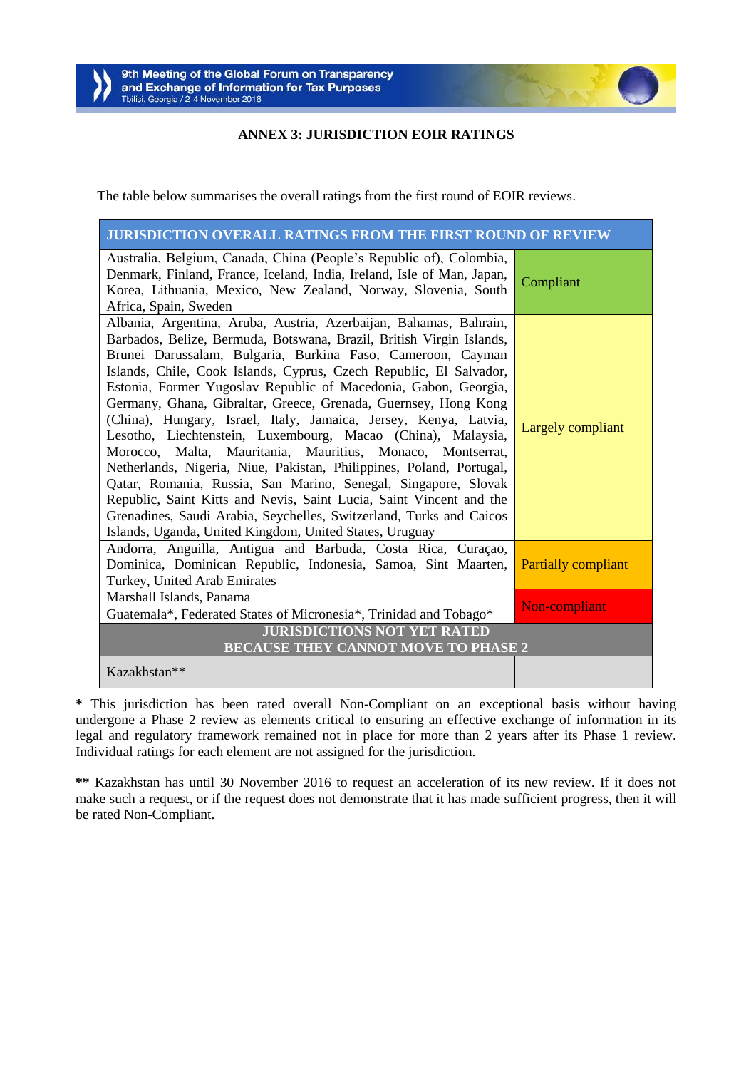## ANNEX 3: JURISDICTION EOIR RATINGS

The table below summarises the overall ratings from the first round of EOIR reviews.

| JURISDICTION OVERALL RATINGS FROM THE FIRST ROUND OF REVIEW | |
|---|---|
| Australia, Belgium, Canada, China (People's Republic of), Colombia, Denmark, Finland, France, Iceland, India, Ireland, Isle of Man, Japan, Korea, Lithuania, Mexico, New Zealand, Norway, Slovenia, South Africa, Spain, Sweden | Compliant |
| Albania, Argentina, Aruba, Austria, Azerbaijan, Bahamas, Bahrain, Barbados, Belize, Bermuda, Botswana, Brazil, British Virgin Islands, Brunei Darussalam, Bulgaria, Burkina Faso, Cameroon, Cayman Islands, Chile, Cook Islands, Cyprus, Czech Republic, El Salvador, Estonia, Former Yugoslav Republic of Macedonia, Gabon, Georgia, Germany, Ghana, Gibraltar, Greece, Grenada, Guernsey, Hong Kong (China), Hungary, Israel, Italy, Jamaica, Jersey, Kenya, Latvia, Lesotho, Liechtenstein, Luxembourg, Macao (China), Malaysia, Morocco, Malta, Mauritania, Mauritius, Monaco, Montserrat, Netherlands, Nigeria, Niue, Pakistan, Philippines, Poland, Portugal, Qatar, Romania, Russia, San Marino, Senegal, Singapore, Slovak Republic, Saint Kitts and Nevis, Saint Lucia, Saint Vincent and the Grenadines, Saudi Arabia, Seychelles, Switzerland, Turks and Caicos Islands, Uganda, United Kingdom, United States, Uruguay | Largely compliant |
| Andorra, Anguilla, Antigua and Barbuda, Costa Rica, Curaçao, Dominica, Dominican Republic, Indonesia, Samoa, Sint Maarten, Turkey, United Arab Emirates | Partially compliant |
| Marshall Islands, Panama | Non-compliant |
| Guatemala*, Federated States of Micronesia*, Trinidad and Tobago* | Non-compliant |
| **JURISDICTIONS NOT YET RATED BECAUSE THEY CANNOT MOVE TO PHASE 2** | |
| Kazakhstan** | |

**\*** This jurisdiction has been rated overall Non-Compliant on an exceptional basis without having undergone a Phase 2 review as elements critical to ensuring an effective exchange of information in its legal and regulatory framework remained not in place for more than 2 years after its Phase 1 review. Individual ratings for each element are not assigned for the jurisdiction.

**\*\*** Kazakhstan has until 30 November 2016 to request an acceleration of its new review. If it does not make such a request, or if the request does not demonstrate that it has made sufficient progress, then it will be rated Non-Compliant.